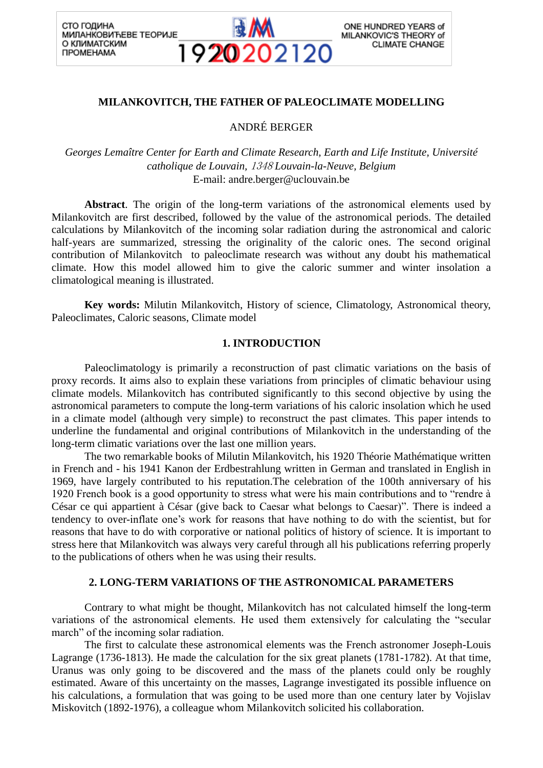# MILANKOVITCH, THE FATHER OF PALEOCLIMATE MODELLING

ANDRÉ BERGER

*Georges Lemaître Center for Earth and Climate Research, Earth and Life Institute, Université catholique de Louvain, 1348 Louvain-la-Neuve, Belgium*
E-mail: andre.berger@uclouvain.be

**Abstract**. The origin of the long-term variations of the astronomical elements used by Milankovitch are first described, followed by the value of the astronomical periods. The detailed calculations by Milankovitch of the incoming solar radiation during the astronomical and caloric half-years are summarized, stressing the originality of the caloric ones. The second original contribution of Milankovitch to paleoclimate research was without any doubt his mathematical climate. How this model allowed him to give the caloric summer and winter insolation a climatological meaning is illustrated.

**Key words:** Milutin Milankovitch, History of science, Climatology, Astronomical theory, Paleoclimates, Caloric seasons, Climate model

## 1. INTRODUCTION

Paleoclimatology is primarily a reconstruction of past climatic variations on the basis of proxy records. It aims also to explain these variations from principles of climatic behaviour using climate models. Milankovitch has contributed significantly to this second objective by using the astronomical parameters to compute the long-term variations of his caloric insolation which he used in a climate model (although very simple) to reconstruct the past climates. This paper intends to underline the fundamental and original contributions of Milankovitch in the understanding of the long-term climatic variations over the last one million years.

The two remarkable books of Milutin Milankovitch, his 1920 Théorie Mathématique written in French and - his 1941 Kanon der Erdbestrahlung written in German and translated in English in 1969, have largely contributed to his reputation.The celebration of the 100th anniversary of his 1920 French book is a good opportunity to stress what were his main contributions and to "rendre à César ce qui appartient à César (give back to Caesar what belongs to Caesar)". There is indeed a tendency to over-inflate one's work for reasons that have nothing to do with the scientist, but for reasons that have to do with corporative or national politics of history of science. It is important to stress here that Milankovitch was always very careful through all his publications referring properly to the publications of others when he was using their results.

## 2. LONG-TERM VARIATIONS OF THE ASTRONOMICAL PARAMETERS

Contrary to what might be thought, Milankovitch has not calculated himself the long-term variations of the astronomical elements. He used them extensively for calculating the "secular march" of the incoming solar radiation.

The first to calculate these astronomical elements was the French astronomer Joseph-Louis Lagrange (1736-1813). He made the calculation for the six great planets (1781-1782). At that time, Uranus was only going to be discovered and the mass of the planets could only be roughly estimated. Aware of this uncertainty on the masses, Lagrange investigated its possible influence on his calculations, a formulation that was going to be used more than one century later by Vojislav Miskovitch (1892-1976), a colleague whom Milankovitch solicited his collaboration.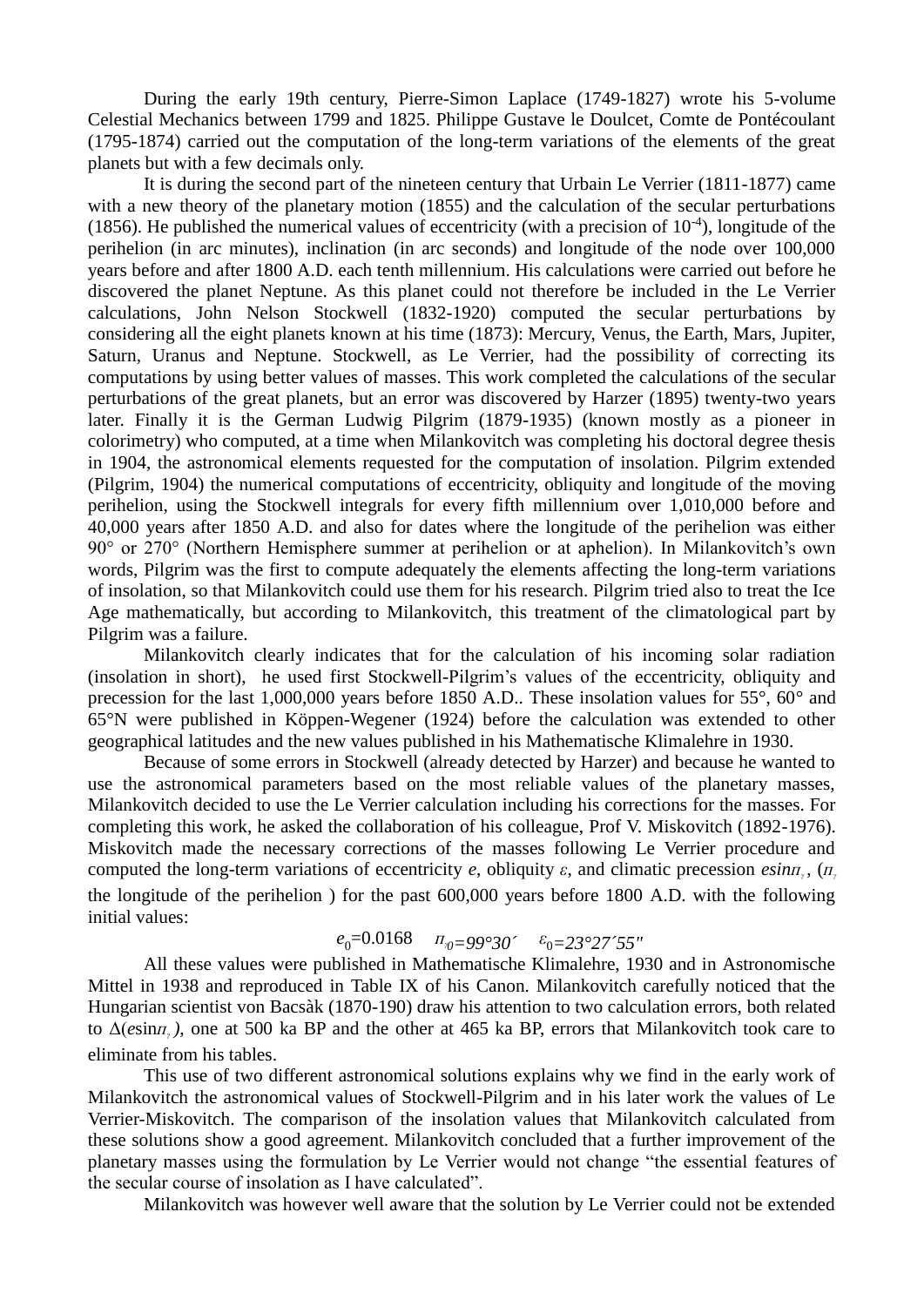During the early 19th century, Pierre-Simon Laplace (1749-1827) wrote his 5-volume Celestial Mechanics between 1799 and 1825. Philippe Gustave le Doulcet, Comte de Pontécoulant (1795-1874) carried out the computation of the long-term variations of the elements of the great planets but with a few decimals only.

It is during the second part of the nineteen century that Urbain Le Verrier (1811-1877) came with a new theory of the planetary motion (1855) and the calculation of the secular perturbations (1856). He published the numerical values of eccentricity (with a precision of $10^{-4}$), longitude of the perihelion (in arc minutes), inclination (in arc seconds) and longitude of the node over 100,000 years before and after 1800 A.D. each tenth millennium. His calculations were carried out before he discovered the planet Neptune. As this planet could not therefore be included in the Le Verrier calculations, John Nelson Stockwell (1832-1920) computed the secular perturbations by considering all the eight planets known at his time (1873): Mercury, Venus, the Earth, Mars, Jupiter, Saturn, Uranus and Neptune. Stockwell, as Le Verrier, had the possibility of correcting its computations by using better values of masses. This work completed the calculations of the secular perturbations of the great planets, but an error was discovered by Harzer (1895) twenty-two years later. Finally it is the German Ludwig Pilgrim (1879-1935) (known mostly as a pioneer in colorimetry) who computed, at a time when Milankovitch was completing his doctoral degree thesis in 1904, the astronomical elements requested for the computation of insolation. Pilgrim extended (Pilgrim, 1904) the numerical computations of eccentricity, obliquity and longitude of the moving perihelion, using the Stockwell integrals for every fifth millennium over 1,010,000 before and 40,000 years after 1850 A.D. and also for dates where the longitude of the perihelion was either 90° or 270° (Northern Hemisphere summer at perihelion or at aphelion). In Milankovitch's own words, Pilgrim was the first to compute adequately the elements affecting the long-term variations of insolation, so that Milankovitch could use them for his research. Pilgrim tried also to treat the Ice Age mathematically, but according to Milankovitch, this treatment of the climatological part by Pilgrim was a failure.

Milankovitch clearly indicates that for the calculation of his incoming solar radiation (insolation in short), he used first Stockwell-Pilgrim's values of the eccentricity, obliquity and precession for the last 1,000,000 years before 1850 A.D.. These insolation values for 55°, 60° and 65°N were published in Köppen-Wegener (1924) before the calculation was extended to other geographical latitudes and the new values published in his Mathematische Klimalehre in 1930.

Because of some errors in Stockwell (already detected by Harzer) and because he wanted to use the astronomical parameters based on the most reliable values of the planetary masses, Milankovitch decided to use the Le Verrier calculation including his corrections for the masses. For completing this work, he asked the collaboration of his colleague, Prof V. Miskovitch (1892-1976). Miskovitch made the necessary corrections of the masses following Le Verrier procedure and computed the long-term variations of eccentricity $e$, obliquity $\varepsilon$, and climatic precession $e\sin\pi_\gamma$, ($\pi_\gamma$ the longitude of the perihelion ) for the past 600,000 years before 1800 A.D. with the following initial values:

$$e_0=0.0168 \quad \pi_{\gamma 0}=99°30' \quad \varepsilon_0=23°27'55''$$

All these values were published in Mathematische Klimalehre, 1930 and in Astronomische Mittel in 1938 and reproduced in Table IX of his Canon. Milankovitch carefully noticed that the Hungarian scientist von Bacsàk (1870-190) draw his attention to two calculation errors, both related to $\Delta(e\sin\pi_\gamma)$, one at 500 ka BP and the other at 465 ka BP, errors that Milankovitch took care to eliminate from his tables.

This use of two different astronomical solutions explains why we find in the early work of Milankovitch the astronomical values of Stockwell-Pilgrim and in his later work the values of Le Verrier-Miskovitch. The comparison of the insolation values that Milankovitch calculated from these solutions show a good agreement. Milankovitch concluded that a further improvement of the planetary masses using the formulation by Le Verrier would not change "the essential features of the secular course of insolation as I have calculated".

Milankovitch was however well aware that the solution by Le Verrier could not be extended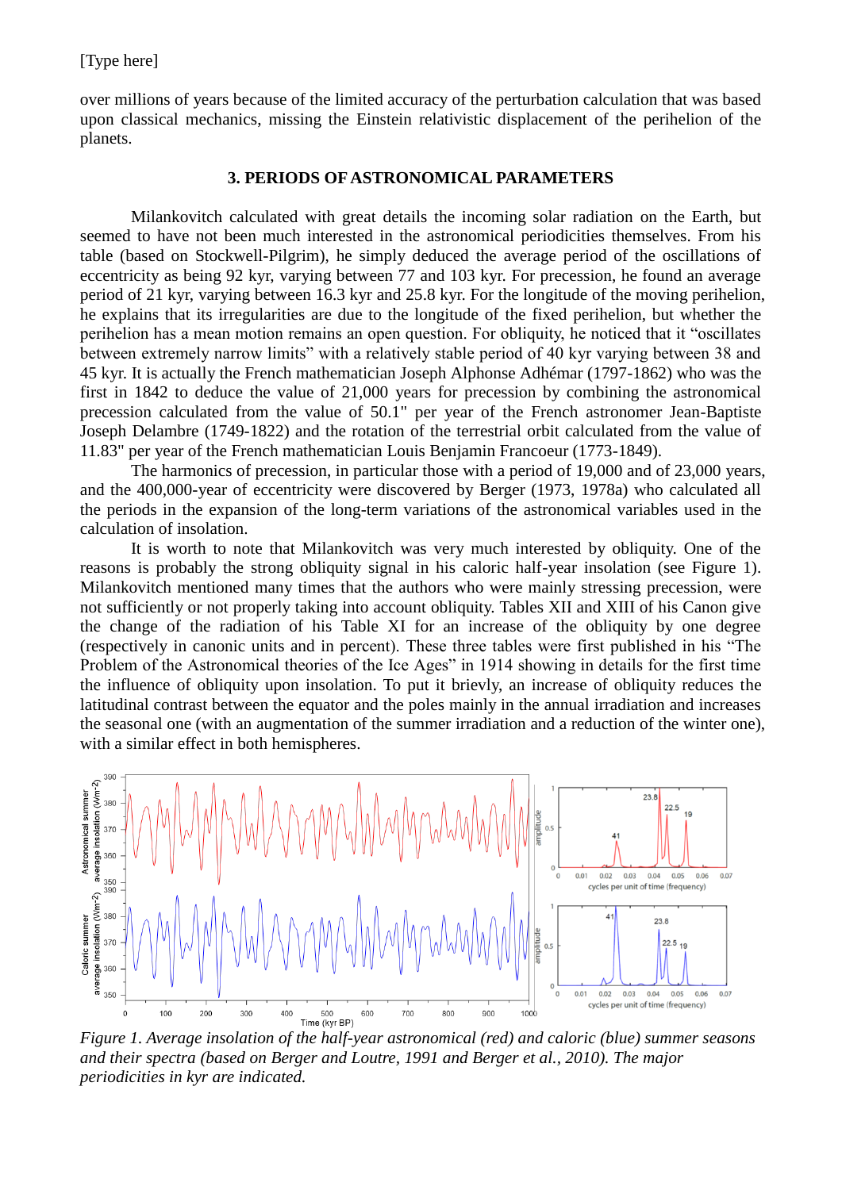over millions of years because of the limited accuracy of the perturbation calculation that was based upon classical mechanics, missing the Einstein relativistic displacement of the perihelion of the planets.

## 3. PERIODS OF ASTRONOMICAL PARAMETERS

Milankovitch calculated with great details the incoming solar radiation on the Earth, but seemed to have not been much interested in the astronomical periodicities themselves. From his table (based on Stockwell-Pilgrim), he simply deduced the average period of the oscillations of eccentricity as being 92 kyr, varying between 77 and 103 kyr. For precession, he found an average period of 21 kyr, varying between 16.3 kyr and 25.8 kyr. For the longitude of the moving perihelion, he explains that its irregularities are due to the longitude of the fixed perihelion, but whether the perihelion has a mean motion remains an open question. For obliquity, he noticed that it "oscillates between extremely narrow limits" with a relatively stable period of 40 kyr varying between 38 and 45 kyr. It is actually the French mathematician Joseph Alphonse Adhémar (1797-1862) who was the first in 1842 to deduce the value of 21,000 years for precession by combining the astronomical precession calculated from the value of 50.1" per year of the French astronomer Jean-Baptiste Joseph Delambre (1749-1822) and the rotation of the terrestrial orbit calculated from the value of 11.83" per year of the French mathematician Louis Benjamin Francoeur (1773-1849).

The harmonics of precession, in particular those with a period of 19,000 and of 23,000 years, and the 400,000-year of eccentricity were discovered by Berger (1973, 1978a) who calculated all the periods in the expansion of the long-term variations of the astronomical variables used in the calculation of insolation.

It is worth to note that Milankovitch was very much interested by obliquity. One of the reasons is probably the strong obliquity signal in his caloric half-year insolation (see Figure 1). Milankovitch mentioned many times that the authors who were mainly stressing precession, were not sufficiently or not properly taking into account obliquity. Tables XII and XIII of his Canon give the change of the radiation of his Table XI for an increase of the obliquity by one degree (respectively in canonic units and in percent). These three tables were first published in his "The Problem of the Astronomical theories of the Ice Ages" in 1914 showing in details for the first time the influence of obliquity upon insolation. To put it brievly, an increase of obliquity reduces the latitudinal contrast between the equator and the poles mainly in the annual irradiation and increases the seasonal one (with an augmentation of the summer irradiation and a reduction of the winter one), with a similar effect in both hemispheres.

*Figure 1. Average insolation of the half-year astronomical (red) and caloric (blue) summer seasons and their spectra (based on Berger and Loutre, 1991 and Berger et al., 2010). The major periodicities in kyr are indicated.*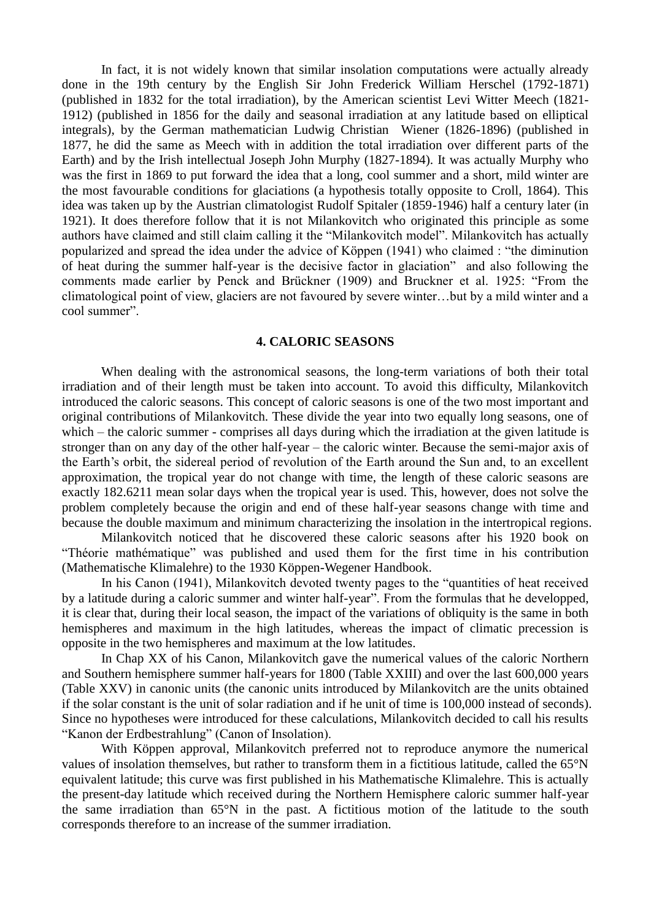In fact, it is not widely known that similar insolation computations were actually already done in the 19th century by the English Sir John Frederick William Herschel (1792-1871) (published in 1832 for the total irradiation), by the American scientist Levi Witter Meech (1821-1912) (published in 1856 for the daily and seasonal irradiation at any latitude based on elliptical integrals), by the German mathematician Ludwig Christian Wiener (1826-1896) (published in 1877, he did the same as Meech with in addition the total irradiation over different parts of the Earth) and by the Irish intellectual Joseph John Murphy (1827-1894). It was actually Murphy who was the first in 1869 to put forward the idea that a long, cool summer and a short, mild winter are the most favourable conditions for glaciations (a hypothesis totally opposite to Croll, 1864). This idea was taken up by the Austrian climatologist Rudolf Spitaler (1859-1946) half a century later (in 1921). It does therefore follow that it is not Milankovitch who originated this principle as some authors have claimed and still claim calling it the "Milankovitch model". Milankovitch has actually popularized and spread the idea under the advice of Köppen (1941) who claimed : "the diminution of heat during the summer half-year is the decisive factor in glaciation" and also following the comments made earlier by Penck and Brückner (1909) and Bruckner et al. 1925: "From the climatological point of view, glaciers are not favoured by severe winter…but by a mild winter and a cool summer".

## 4. CALORIC SEASONS

When dealing with the astronomical seasons, the long-term variations of both their total irradiation and of their length must be taken into account. To avoid this difficulty, Milankovitch introduced the caloric seasons. This concept of caloric seasons is one of the two most important and original contributions of Milankovitch. These divide the year into two equally long seasons, one of which – the caloric summer - comprises all days during which the irradiation at the given latitude is stronger than on any day of the other half-year – the caloric winter. Because the semi-major axis of the Earth's orbit, the sidereal period of revolution of the Earth around the Sun and, to an excellent approximation, the tropical year do not change with time, the length of these caloric seasons are exactly 182.6211 mean solar days when the tropical year is used. This, however, does not solve the problem completely because the origin and end of these half-year seasons change with time and because the double maximum and minimum characterizing the insolation in the intertropical regions.

Milankovitch noticed that he discovered these caloric seasons after his 1920 book on "Théorie mathématique" was published and used them for the first time in his contribution (Mathematische Klimalehre) to the 1930 Köppen-Wegener Handbook.

In his Canon (1941), Milankovitch devoted twenty pages to the "quantities of heat received by a latitude during a caloric summer and winter half-year". From the formulas that he developped, it is clear that, during their local season, the impact of the variations of obliquity is the same in both hemispheres and maximum in the high latitudes, whereas the impact of climatic precession is opposite in the two hemispheres and maximum at the low latitudes.

In Chap XX of his Canon, Milankovitch gave the numerical values of the caloric Northern and Southern hemisphere summer half-years for 1800 (Table XXIII) and over the last 600,000 years (Table XXV) in canonic units (the canonic units introduced by Milankovitch are the units obtained if the solar constant is the unit of solar radiation and if he unit of time is 100,000 instead of seconds). Since no hypotheses were introduced for these calculations, Milankovitch decided to call his results "Kanon der Erdbestrahlung" (Canon of Insolation).

With Köppen approval, Milankovitch preferred not to reproduce anymore the numerical values of insolation themselves, but rather to transform them in a fictitious latitude, called the 65°N equivalent latitude; this curve was first published in his Mathematische Klimalehre. This is actually the present-day latitude which received during the Northern Hemisphere caloric summer half-year the same irradiation than 65°N in the past. A fictitious motion of the latitude to the south corresponds therefore to an increase of the summer irradiation.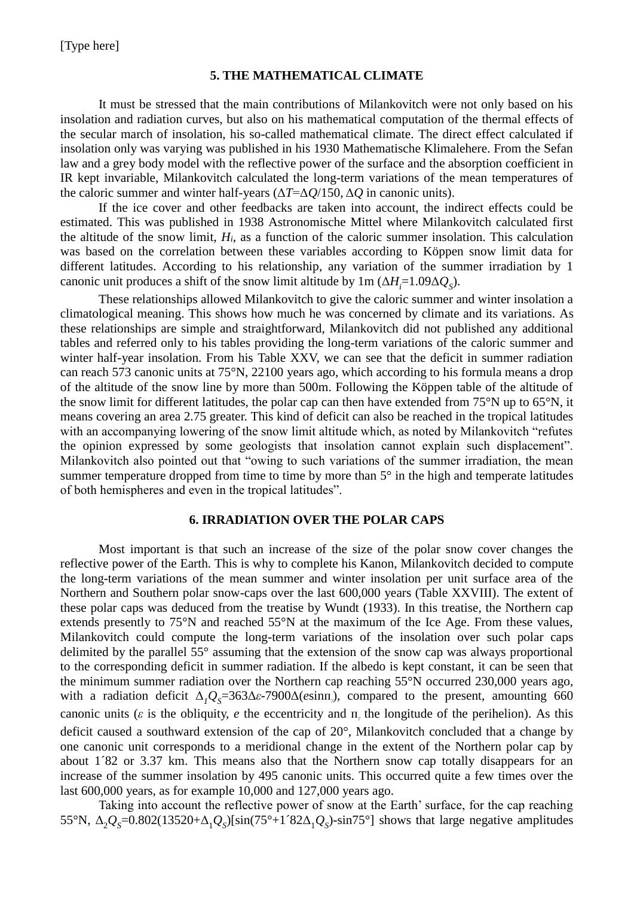## 5. THE MATHEMATICAL CLIMATE

It must be stressed that the main contributions of Milankovitch were not only based on his insolation and radiation curves, but also on his mathematical computation of the thermal effects of the secular march of insolation, his so-called mathematical climate. The direct effect calculated if insolation only was varying was published in his 1930 Mathematische Klimalehere. From the Sefan law and a grey body model with the reflective power of the surface and the absorption coefficient in IR kept invariable, Milankovitch calculated the long-term variations of the mean temperatures of the caloric summer and winter half-years ($\Delta T$=$\Delta Q$/150, $\Delta Q$ in canonic units).

If the ice cover and other feedbacks are taken into account, the indirect effects could be estimated. This was published in 1938 Astronomische Mittel where Milankovitch calculated first the altitude of the snow limit, $H_i$, as a function of the caloric summer insolation. This calculation was based on the correlation between these variables according to Köppen snow limit data for different latitudes. According to his relationship, any variation of the summer irradiation by 1 canonic unit produces a shift of the snow limit altitude by 1m ($\Delta H_i$=1.09$\Delta Q_S$).

These relationships allowed Milankovitch to give the caloric summer and winter insolation a climatological meaning. This shows how much he was concerned by climate and its variations. As these relationships are simple and straightforward, Milankovitch did not published any additional tables and referred only to his tables providing the long-term variations of the caloric summer and winter half-year insolation. From his Table XXV, we can see that the deficit in summer radiation can reach 573 canonic units at 75°N, 22100 years ago, which according to his formula means a drop of the altitude of the snow line by more than 500m. Following the Köppen table of the altitude of the snow limit for different latitudes, the polar cap can then have extended from 75°N up to 65°N, it means covering an area 2.75 greater. This kind of deficit can also be reached in the tropical latitudes with an accompanying lowering of the snow limit altitude which, as noted by Milankovitch "refutes the opinion expressed by some geologists that insolation cannot explain such displacement". Milankovitch also pointed out that "owing to such variations of the summer irradiation, the mean summer temperature dropped from time to time by more than 5° in the high and temperate latitudes of both hemispheres and even in the tropical latitudes".

## 6. IRRADIATION OVER THE POLAR CAPS

Most important is that such an increase of the size of the polar snow cover changes the reflective power of the Earth. This is why to complete his Kanon, Milankovitch decided to compute the long-term variations of the mean summer and winter insolation per unit surface area of the Northern and Southern polar snow-caps over the last 600,000 years (Table XXVIII). The extent of these polar caps was deduced from the treatise by Wundt (1933). In this treatise, the Northern cap extends presently to 75°N and reached 55°N at the maximum of the Ice Age. From these values, Milankovitch could compute the long-term variations of the insolation over such polar caps delimited by the parallel 55° assuming that the extension of the snow cap was always proportional to the corresponding deficit in summer radiation. If the albedo is kept constant, it can be seen that the minimum summer radiation over the Northern cap reaching 55°N occurred 230,000 years ago, with a radiation deficit $\Delta_1 Q_S$=363$\Delta\varepsilon$-7900$\Delta$($e$sin$\pi_\nu$), compared to the present, amounting 660 canonic units ($\varepsilon$ is the obliquity, $e$ the eccentricity and $\pi_\nu$ the longitude of the perihelion). As this deficit caused a southward extension of the cap of 20°, Milankovitch concluded that a change by one canonic unit corresponds to a meridional change in the extent of the Northern polar cap by about 1´82 or 3.37 km. This means also that the Northern snow cap totally disappears for an increase of the summer insolation by 495 canonic units. This occurred quite a few times over the last 600,000 years, as for example 10,000 and 127,000 years ago.

Taking into account the reflective power of snow at the Earth' surface, for the cap reaching 55°N, $\Delta_2 Q_S$=0.802(13520+$\Delta_1 Q_S$)[sin(75°+1´82$\Delta_1 Q_S$)-sin75°] shows that large negative amplitudes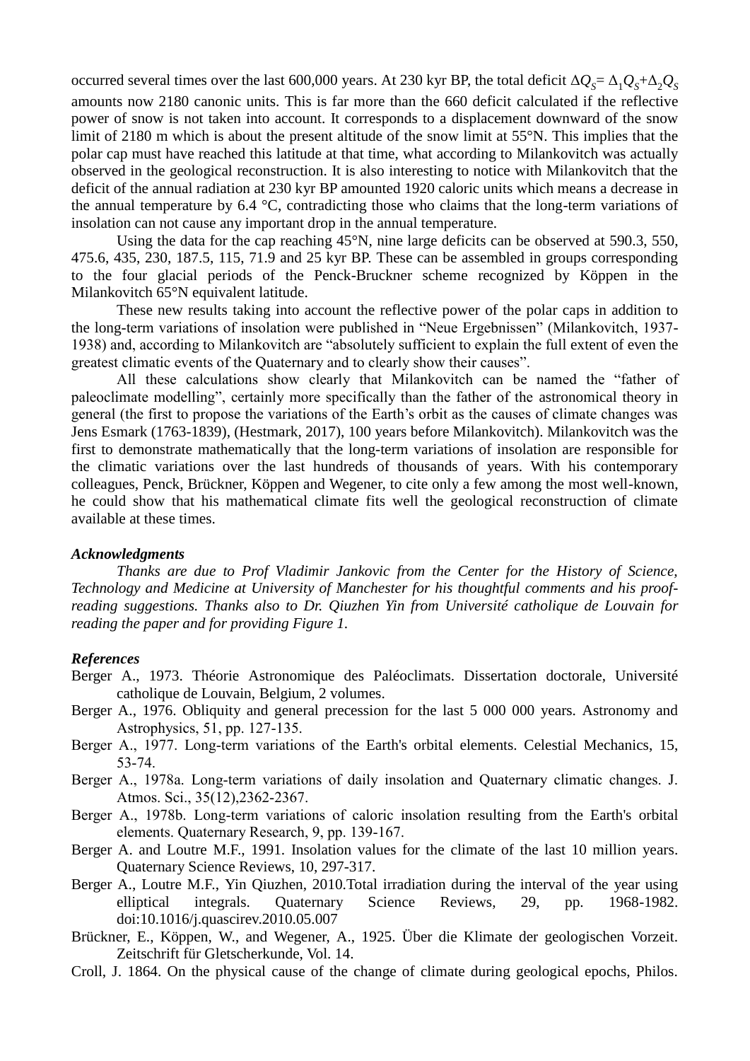occurred several times over the last 600,000 years. At 230 kyr BP, the total deficit $\Delta Q_S = \Delta_1 Q_S + \Delta_2 Q_S$ amounts now 2180 canonic units. This is far more than the 660 deficit calculated if the reflective power of snow is not taken into account. It corresponds to a displacement downward of the snow limit of 2180 m which is about the present altitude of the snow limit at 55°N. This implies that the polar cap must have reached this latitude at that time, what according to Milankovitch was actually observed in the geological reconstruction. It is also interesting to notice with Milankovitch that the deficit of the annual radiation at 230 kyr BP amounted 1920 caloric units which means a decrease in the annual temperature by 6.4 °C, contradicting those who claims that the long-term variations of insolation can not cause any important drop in the annual temperature.

Using the data for the cap reaching 45°N, nine large deficits can be observed at 590.3, 550, 475.6, 435, 230, 187.5, 115, 71.9 and 25 kyr BP. These can be assembled in groups corresponding to the four glacial periods of the Penck-Bruckner scheme recognized by Köppen in the Milankovitch 65°N equivalent latitude.

These new results taking into account the reflective power of the polar caps in addition to the long-term variations of insolation were published in "Neue Ergebnissen" (Milankovitch, 1937-1938) and, according to Milankovitch are "absolutely sufficient to explain the full extent of even the greatest climatic events of the Quaternary and to clearly show their causes".

All these calculations show clearly that Milankovitch can be named the "father of paleoclimate modelling", certainly more specifically than the father of the astronomical theory in general (the first to propose the variations of the Earth's orbit as the causes of climate changes was Jens Esmark (1763-1839), (Hestmark, 2017), 100 years before Milankovitch). Milankovitch was the first to demonstrate mathematically that the long-term variations of insolation are responsible for the climatic variations over the last hundreds of thousands of years. With his contemporary colleagues, Penck, Brückner, Köppen and Wegener, to cite only a few among the most well-known, he could show that his mathematical climate fits well the geological reconstruction of climate available at these times.

### *Acknowledgments*

*Thanks are due to Prof Vladimir Jankovic from the Center for the History of Science, Technology and Medicine at University of Manchester for his thoughtful comments and his proof-reading suggestions. Thanks also to Dr. Qiuzhen Yin from Université catholique de Louvain for reading the paper and for providing Figure 1.*

### *References*

Berger A., 1973. Théorie Astronomique des Paléoclimats. Dissertation doctorale, Université catholique de Louvain, Belgium, 2 volumes.

Berger A., 1976. Obliquity and general precession for the last 5 000 000 years. Astronomy and Astrophysics, 51, pp. 127-135.

Berger A., 1977. Long-term variations of the Earth's orbital elements. Celestial Mechanics, 15, 53-74.

Berger A., 1978a. Long-term variations of daily insolation and Quaternary climatic changes. J. Atmos. Sci., 35(12),2362-2367.

Berger A., 1978b. Long-term variations of caloric insolation resulting from the Earth's orbital elements. Quaternary Research, 9, pp. 139-167.

Berger A. and Loutre M.F., 1991. Insolation values for the climate of the last 10 million years. Quaternary Science Reviews, 10, 297-317.

Berger A., Loutre M.F., Yin Qiuzhen, 2010.Total irradiation during the interval of the year using elliptical integrals. Quaternary Science Reviews, 29, pp. 1968-1982. doi:10.1016/j.quascirev.2010.05.007

Brückner, E., Köppen, W., and Wegener, A., 1925. Über die Klimate der geologischen Vorzeit. Zeitschrift für Gletscherkunde, Vol. 14.

Croll, J. 1864. On the physical cause of the change of climate during geological epochs, Philos.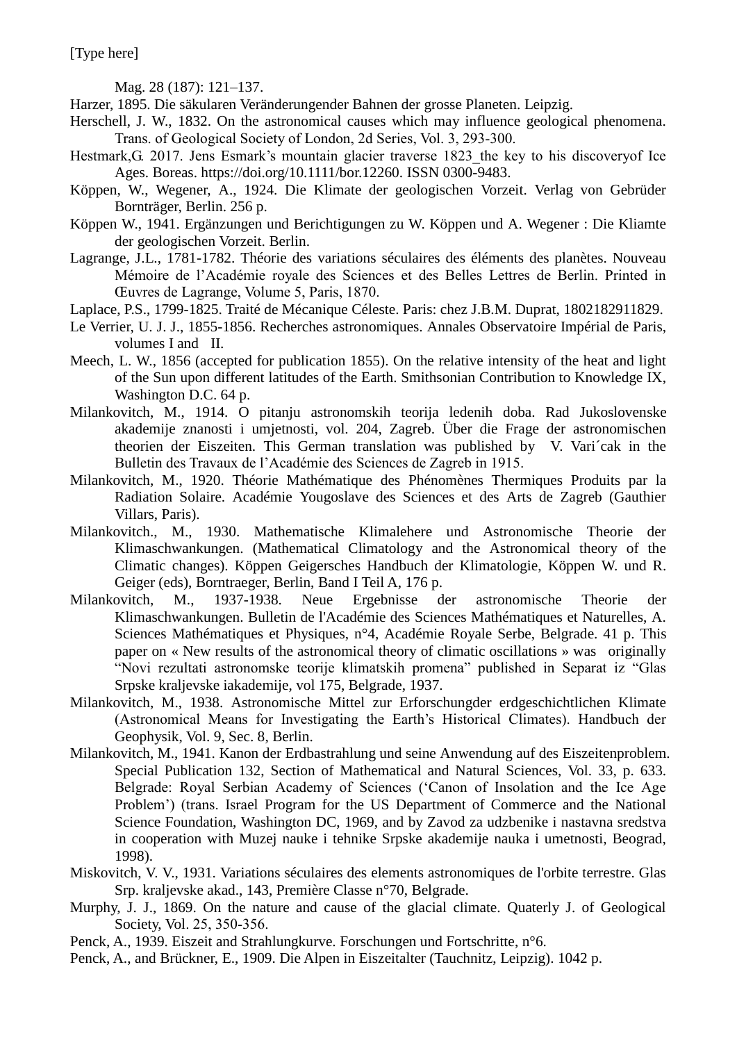Mag. 28 (187): 121–137.

Harzer, 1895. Die säkularen Veränderungender Bahnen der grosse Planeten. Leipzig.

Herschell, J. W., 1832. On the astronomical causes which may influence geological phenomena. Trans. of Geological Society of London, 2d Series, Vol. 3, 293-300.

Hestmark,G. 2017. Jens Esmark's mountain glacier traverse 1823_the key to his discoveryof Ice Ages. Boreas. https://doi.org/10.1111/bor.12260. ISSN 0300-9483.

Köppen, W., Wegener, A., 1924. Die Klimate der geologischen Vorzeit. Verlag von Gebrüder Bornträger, Berlin. 256 p.

Köppen W., 1941. Ergänzungen und Berichtigungen zu W. Köppen und A. Wegener : Die Kliamte der geologischen Vorzeit. Berlin.

Lagrange, J.L., 1781-1782. Théorie des variations séculaires des éléments des planètes. Nouveau Mémoire de l'Académie royale des Sciences et des Belles Lettres de Berlin. Printed in Œuvres de Lagrange, Volume 5, Paris, 1870.

Laplace, P.S., 1799-1825. Traité de Mécanique Céleste. Paris: chez J.B.M. Duprat, 1802182911829.

Le Verrier, U. J. J., 1855-1856. Recherches astronomiques. Annales Observatoire Impérial de Paris, volumes I and II.

Meech, L. W., 1856 (accepted for publication 1855). On the relative intensity of the heat and light of the Sun upon different latitudes of the Earth. Smithsonian Contribution to Knowledge IX, Washington D.C. 64 p.

Milankovitch, M., 1914. O pitanju astronomskih teorija ledenih doba. Rad Jukoslovenske akademije znanosti i umjetnosti, vol. 204, Zagreb. Über die Frage der astronomischen theorien der Eiszeiten. This German translation was published by V. Vari´cak in the Bulletin des Travaux de l'Académie des Sciences de Zagreb in 1915.

Milankovitch, M., 1920. Théorie Mathématique des Phénomènes Thermiques Produits par la Radiation Solaire. Académie Yougoslave des Sciences et des Arts de Zagreb (Gauthier Villars, Paris).

Milankovitch., M., 1930. Mathematische Klimalehere und Astronomische Theorie der Klimaschwankungen. (Mathematical Climatology and the Astronomical theory of the Climatic changes). Köppen Geigersches Handbuch der Klimatologie, Köppen W. und R. Geiger (eds), Borntraeger, Berlin, Band I Teil A, 176 p.

Milankovitch, M., 1937-1938. Neue Ergebnisse der astronomische Theorie der Klimaschwankungen. Bulletin de l'Académie des Sciences Mathématiques et Naturelles, A. Sciences Mathématiques et Physiques, n°4, Académie Royale Serbe, Belgrade. 41 p. This paper on « New results of the astronomical theory of climatic oscillations » was originally "Novi rezultati astronomske teorije klimatskih promena" published in Separat iz "Glas Srpske kraljevske iakademije, vol 175, Belgrade, 1937.

Milankovitch, M., 1938. Astronomische Mittel zur Erforschungder erdgeschichtlichen Klimate (Astronomical Means for Investigating the Earth's Historical Climates). Handbuch der Geophysik, Vol. 9, Sec. 8, Berlin.

Milankovitch, M., 1941. Kanon der Erdbastrahlung und seine Anwendung auf des Eiszeitenproblem. Special Publication 132, Section of Mathematical and Natural Sciences, Vol. 33, p. 633. Belgrade: Royal Serbian Academy of Sciences ('Canon of Insolation and the Ice Age Problem') (trans. Israel Program for the US Department of Commerce and the National Science Foundation, Washington DC, 1969, and by Zavod za udzbenike i nastavna sredstva in cooperation with Muzej nauke i tehnike Srpske akademije nauka i umetnosti, Beograd, 1998).

Miskovitch, V. V., 1931. Variations séculaires des elements astronomiques de l'orbite terrestre. Glas Srp. kraljevske akad., 143, Première Classe n°70, Belgrade.

Murphy, J. J., 1869. On the nature and cause of the glacial climate. Quaterly J. of Geological Society, Vol. 25, 350-356.

Penck, A., 1939. Eiszeit and Strahlungkurve. Forschungen und Fortschritte, n°6.

Penck, A., and Brückner, E., 1909. Die Alpen in Eiszeitalter (Tauchnitz, Leipzig). 1042 p.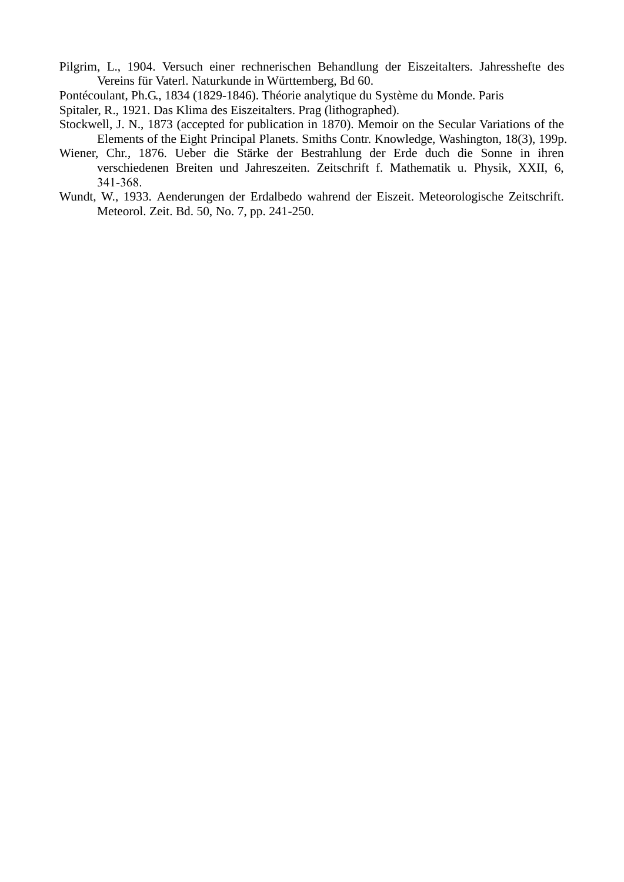Pilgrim, L., 1904. Versuch einer rechnerischen Behandlung der Eiszeitalters. Jahresshefte des Vereins für Vaterl. Naturkunde in Württemberg, Bd 60.

Pontécoulant, Ph.G., 1834 (1829-1846). Théorie analytique du Système du Monde. Paris

Spitaler, R., 1921. Das Klima des Eiszeitalters. Prag (lithographed).

Stockwell, J. N., 1873 (accepted for publication in 1870). Memoir on the Secular Variations of the Elements of the Eight Principal Planets. Smiths Contr. Knowledge, Washington, 18(3), 199p.

Wiener, Chr., 1876. Ueber die Stärke der Bestrahlung der Erde duch die Sonne in ihren verschiedenen Breiten und Jahreszeiten. Zeitschrift f. Mathematik u. Physik, XXII, 6, 341-368.

Wundt, W., 1933. Aenderungen der Erdalbedo wahrend der Eiszeit. Meteorologische Zeitschrift. Meteorol. Zeit. Bd. 50, No. 7, pp. 241-250.